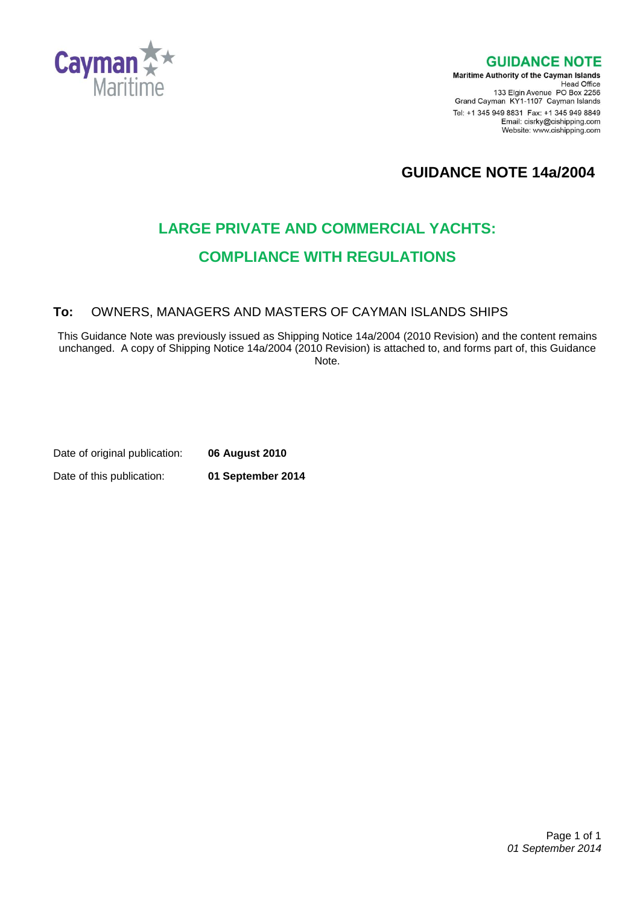Cayman Maritime

## GUIDANCE NOTE

**Maritime Authority of the Cayman Islands**
Head Office
133 Elgin Avenue PO Box 2256
Grand Cayman KY1-1107 Cayman Islands
Tel: +1 345 949 8831 Fax: +1 345 949 8849
Email: cisrky@cishipping.com
Website: www.cishipping.com

# GUIDANCE NOTE 14a/2004

## LARGE PRIVATE AND COMMERCIAL YACHTS:

## COMPLIANCE WITH REGULATIONS

**To:** OWNERS, MANAGERS AND MASTERS OF CAYMAN ISLANDS SHIPS

This Guidance Note was previously issued as Shipping Notice 14a/2004 (2010 Revision) and the content remains unchanged. A copy of Shipping Notice 14a/2004 (2010 Revision) is attached to, and forms part of, this Guidance Note.

Date of original publication: **06 August 2010**

Date of this publication: **01 September 2014**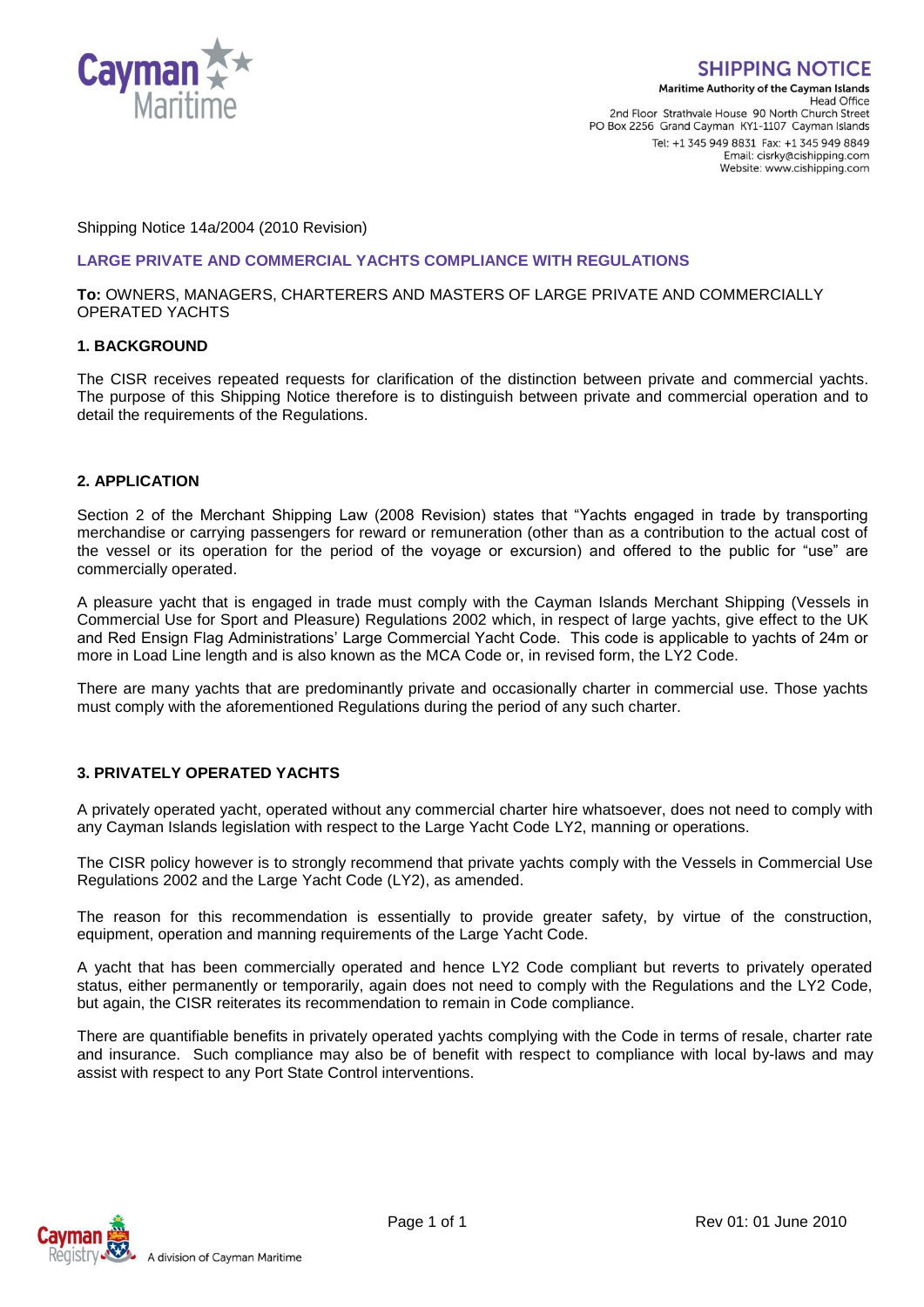# SHIPPING NOTICE

**Maritime Authority of the Cayman Islands**
Head Office
2nd Floor Strathvale House 90 North Church Street
PO Box 2256 Grand Cayman KY1-1107 Cayman Islands
Tel: +1 345 949 8831 Fax: +1 345 949 8849
Email: cisrky@cishipping.com
Website: www.cishipping.com

Shipping Notice 14a/2004 (2010 Revision)

## LARGE PRIVATE AND COMMERCIAL YACHTS COMPLIANCE WITH REGULATIONS

**To:** OWNERS, MANAGERS, CHARTERERS AND MASTERS OF LARGE PRIVATE AND COMMERCIALLY OPERATED YACHTS

### 1. BACKGROUND

The CISR receives repeated requests for clarification of the distinction between private and commercial yachts. The purpose of this Shipping Notice therefore is to distinguish between private and commercial operation and to detail the requirements of the Regulations.

### 2. APPLICATION

Section 2 of the Merchant Shipping Law (2008 Revision) states that "Yachts engaged in trade by transporting merchandise or carrying passengers for reward or remuneration (other than as a contribution to the actual cost of the vessel or its operation for the period of the voyage or excursion) and offered to the public for "use" are commercially operated.

A pleasure yacht that is engaged in trade must comply with the Cayman Islands Merchant Shipping (Vessels in Commercial Use for Sport and Pleasure) Regulations 2002 which, in respect of large yachts, give effect to the UK and Red Ensign Flag Administrations' Large Commercial Yacht Code. This code is applicable to yachts of 24m or more in Load Line length and is also known as the MCA Code or, in revised form, the LY2 Code.

There are many yachts that are predominantly private and occasionally charter in commercial use. Those yachts must comply with the aforementioned Regulations during the period of any such charter.

### 3. PRIVATELY OPERATED YACHTS

A privately operated yacht, operated without any commercial charter hire whatsoever, does not need to comply with any Cayman Islands legislation with respect to the Large Yacht Code LY2, manning or operations.

The CISR policy however is to strongly recommend that private yachts comply with the Vessels in Commercial Use Regulations 2002 and the Large Yacht Code (LY2), as amended.

The reason for this recommendation is essentially to provide greater safety, by virtue of the construction, equipment, operation and manning requirements of the Large Yacht Code.

A yacht that has been commercially operated and hence LY2 Code compliant but reverts to privately operated status, either permanently or temporarily, again does not need to comply with the Regulations and the LY2 Code, but again, the CISR reiterates its recommendation to remain in Code compliance.

There are quantifiable benefits in privately operated yachts complying with the Code in terms of resale, charter rate and insurance. Such compliance may also be of benefit with respect to compliance with local by-laws and may assist with respect to any Port State Control interventions.